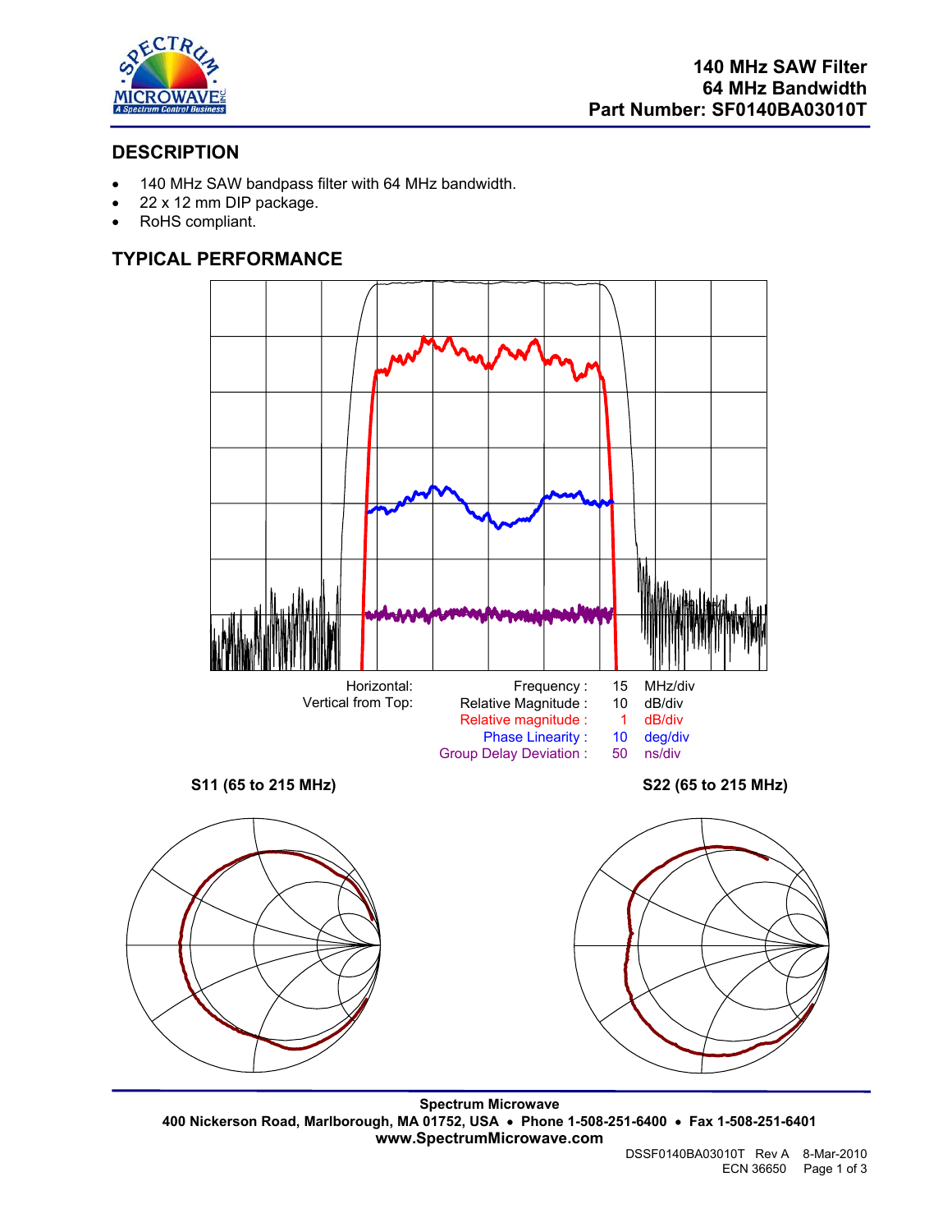# 140 MHz SAW Filter
# 64 MHz Bandwidth
# Part Number: SF0140BA03010T

## DESCRIPTION

- 140 MHz SAW bandpass filter with 64 MHz bandwidth.
- 22 x 12 mm DIP package.
- RoHS compliant.

## TYPICAL PERFORMANCE

| | | | |
|---|---|---|---|
| Horizontal: | Frequency : | 15 | MHz/div |
| Vertical from Top: | Relative Magnitude : | 10 | dB/div |
| | Relative magnitude : | 1 | dB/div |
| | Phase Linearity : | 10 | deg/div |
| | Group Delay Deviation : | 50 | ns/div |

**S11 (65 to 215 MHz)**

**S22 (65 to 215 MHz)**

**Spectrum Microwave**
**400 Nickerson Road, Marlborough, MA 01752, USA • Phone 1-508-251-6400 • Fax 1-508-251-6401**
**www.SpectrumMicrowave.com**

DSSF0140BA03010T Rev A 8-Mar-2010
ECN 36650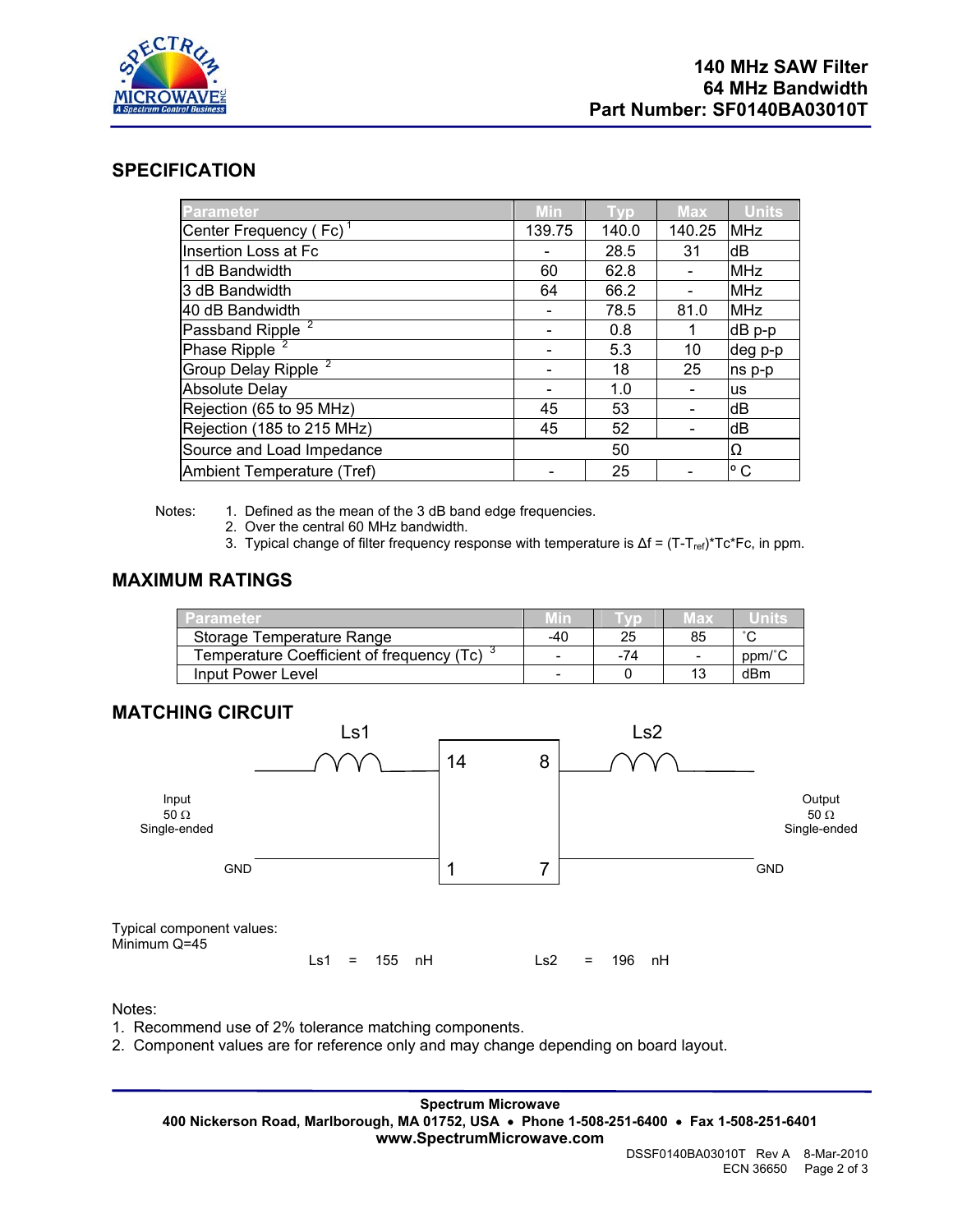**140 MHz SAW Filter**
**64 MHz Bandwidth**
**Part Number: SF0140BA03010T**

## SPECIFICATION

| Parameter | Min | Typ | Max | Units |
|---|---|---|---|---|
| Center Frequency ( Fc) [1] | 139.75 | 140.0 | 140.25 | MHz |
| Insertion Loss at Fc | - | 28.5 | 31 | dB |
| 1 dB Bandwidth | 60 | 62.8 | - | MHz |
| 3 dB Bandwidth | 64 | 66.2 | - | MHz |
| 40 dB Bandwidth | - | 78.5 | 81.0 | MHz |
| Passband Ripple [2] | - | 0.8 | 1 | dB p-p |
| Phase Ripple [2] | - | 5.3 | 10 | deg p-p |
| Group Delay Ripple [2] | - | 18 | 25 | ns p-p |
| Absolute Delay | - | 1.0 | - | us |
| Rejection (65 to 95 MHz) | 45 | 53 | - | dB |
| Rejection (185 to 215 MHz) | 45 | 52 | - | dB |
| Source and Load Impedance | | 50 | | Ω |
| Ambient Temperature (Tref) | - | 25 | - | ° C |

Notes:
1. Defined as the mean of the 3 dB band edge frequencies.
2. Over the central 60 MHz bandwidth.
3. Typical change of filter frequency response with temperature is $\Delta f = (T-T_{ref})*Tc*Fc$, in ppm.

## MAXIMUM RATINGS

| Parameter | Min | Typ | Max | Units |
|---|---|---|---|---|
| Storage Temperature Range | -40 | 25 | 85 | ˚C |
| Temperature Coefficient of frequency (Tc) [3] | - | -74 | - | ppm/˚C |
| Input Power Level | - | 0 | 13 | dBm |

## MATCHING CIRCUIT

Ls1 — pins 14, 8 — Ls2

Input 50 Ω Single-ended; GND — pins 1, 7 — GND; Output 50 Ω Single-ended

Typical component values:
Minimum Q=45

Ls1 = 155 nH    Ls2 = 196 nH

Notes:
1. Recommend use of 2% tolerance matching components.
2. Component values are for reference only and may change depending on board layout.

**Spectrum Microwave**
**400 Nickerson Road, Marlborough, MA 01752, USA • Phone 1-508-251-6400 • Fax 1-508-251-6401**
**www.SpectrumMicrowave.com**

DSSF0140BA03010T Rev A 8-Mar-2010
ECN 36650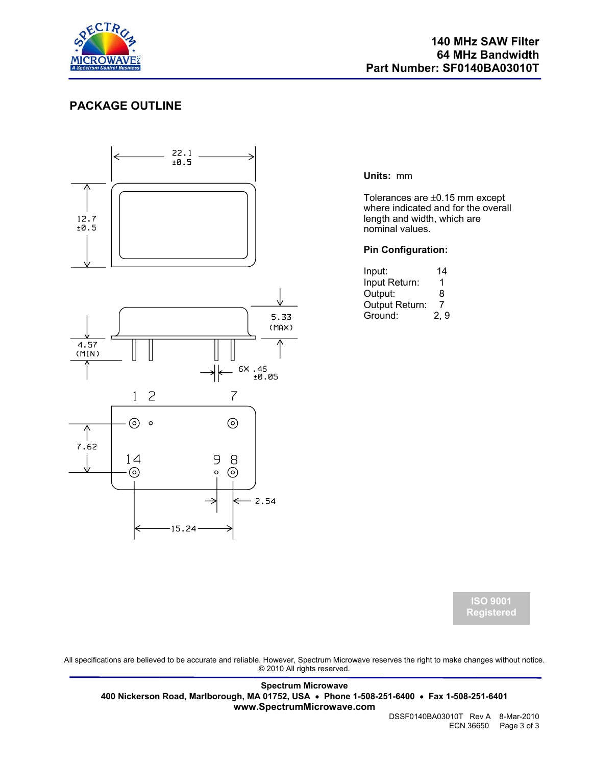# 140 MHz SAW Filter
# 64 MHz Bandwidth
# Part Number: SF0140BA03010T

## PACKAGE OUTLINE

22.1
±0.5

12.7
±0.5

5.33
(MAX)

4.57
(MIN)

6X .46
±0.05

1 2 7

7.62

14 9 8

2.54

15.24

**Units:** mm

Tolerances are ±0.15 mm except where indicated and for the overall length and width, which are nominal values.

**Pin Configuration:**

| | |
|---|---|
| Input: | 14 |
| Input Return: | 1 |
| Output: | 8 |
| Output Return: | 7 |
| Ground: | 2, 9 |

ISO 9001
Registered

All specifications are believed to be accurate and reliable. However, Spectrum Microwave reserves the right to make changes without notice.
© 2010 All rights reserved.

**Spectrum Microwave**
**400 Nickerson Road, Marlborough, MA 01752, USA • Phone 1-508-251-6400 • Fax 1-508-251-6401**
**www.SpectrumMicrowave.com**

DSSF0140BA03010T Rev A 8-Mar-2010
ECN 36650